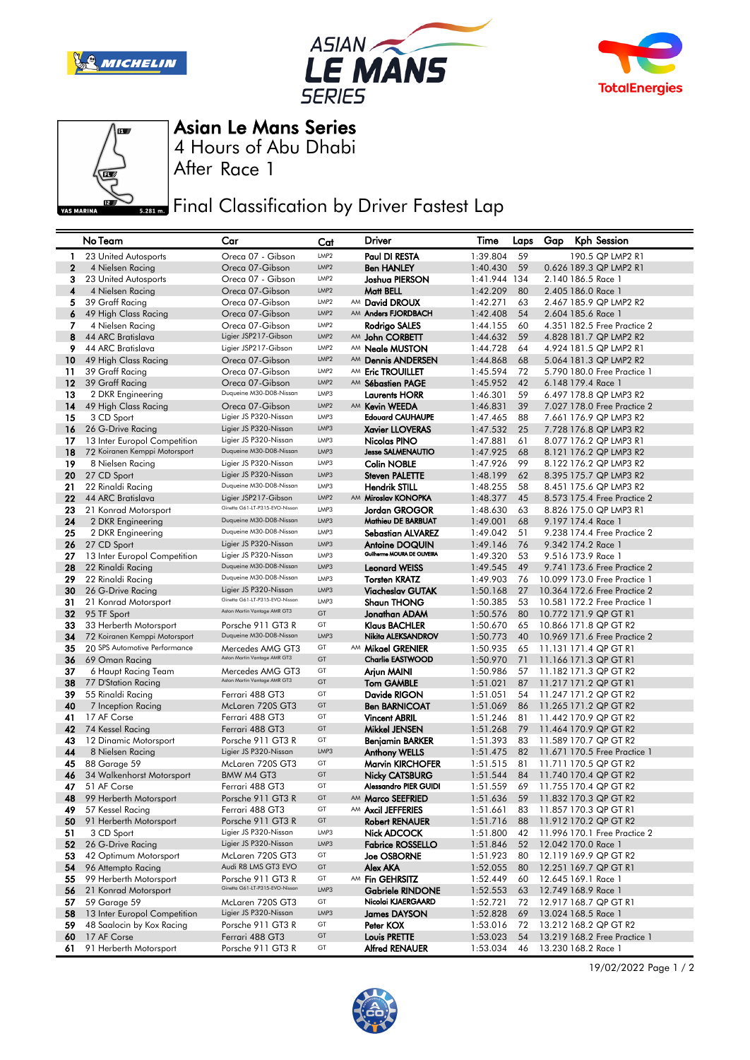# Asian Le Mans Series

## 4 Hours of Abu Dhabi

## After Race 1

## Final Classification by Driver Fastest Lap

| No | Team | Car | Cat | | Driver | Time | Laps | Gap | Kph | Session |
|---|---|---|---|---|---|---|---|---|---|---|
| 1 | 23 United Autosports | Oreca 07 - Gibson | LMP2 | | Paul DI RESTA | 1:39.804 | 59 | | 190.5 | QP LMP2 R1 |
| 2 | 4 Nielsen Racing | Oreca 07-Gibson | LMP2 | | Ben HANLEY | 1:40.430 | 59 | 0.626 | 189.3 | QP LMP2 R1 |
| 3 | 23 United Autosports | Oreca 07 - Gibson | LMP2 | | Joshua PIERSON | 1:41.944 | 134 | 2.140 | 186.5 | Race 1 |
| 4 | 4 Nielsen Racing | Oreca 07-Gibson | LMP2 | | Matt BELL | 1:42.209 | 80 | 2.405 | 186.0 | Race 1 |
| 5 | 39 Graff Racing | Oreca 07-Gibson | LMP2 | AM | David DROUX | 1:42.271 | 63 | 2.467 | 185.9 | QP LMP2 R2 |
| 6 | 49 High Class Racing | Oreca 07-Gibson | LMP2 | AM | Anders FJORDBACH | 1:42.408 | 54 | 2.604 | 185.6 | Race 1 |
| 7 | 4 Nielsen Racing | Oreca 07-Gibson | LMP2 | | Rodrigo SALES | 1:44.155 | 60 | 4.351 | 182.5 | Free Practice 2 |
| 8 | 44 ARC Bratislava | Ligier JSP217-Gibson | LMP2 | AM | John CORBETT | 1:44.632 | 59 | 4.828 | 181.7 | QP LMP2 R2 |
| 9 | 44 ARC Bratislava | Ligier JSP217-Gibson | LMP2 | AM | Neale MUSTON | 1:44.728 | 64 | 4.924 | 181.5 | QP LMP2 R1 |
| 10 | 49 High Class Racing | Oreca 07-Gibson | LMP2 | AM | Dennis ANDERSEN | 1:44.868 | 68 | 5.064 | 181.3 | QP LMP2 R2 |
| 11 | 39 Graff Racing | Oreca 07-Gibson | LMP2 | AM | Eric TROUILLET | 1:45.594 | 72 | 5.790 | 180.0 | Free Practice 1 |
| 12 | 39 Graff Racing | Oreca 07-Gibson | LMP2 | AM | Sébastien PAGE | 1:45.952 | 42 | 6.148 | 179.4 | Race 1 |
| 13 | 2 DKR Engineering | Duqueine M30-D08-Nissan | LMP3 | | Laurents HORR | 1:46.301 | 59 | 6.497 | 178.8 | QP LMP3 R2 |
| 14 | 49 High Class Racing | Oreca 07-Gibson | LMP2 | AM | Kevin WEEDA | 1:46.831 | 39 | 7.027 | 178.0 | Free Practice 2 |
| 15 | 3 CD Sport | Ligier JS P320-Nissan | LMP3 | | Edouard CAUHAUPE | 1:47.465 | 88 | 7.661 | 176.9 | QP LMP3 R2 |
| 16 | 26 G-Drive Racing | Ligier JS P320-Nissan | LMP3 | | Xavier LLOVERAS | 1:47.532 | 25 | 7.728 | 176.8 | QP LMP3 R2 |
| 17 | 13 Inter Europol Competition | Ligier JS P320-Nissan | LMP3 | | Nicolas PINO | 1:47.881 | 61 | 8.077 | 176.2 | QP LMP3 R1 |
| 18 | 72 Koiranen Kemppi Motorsport | Duqueine M30-D08-Nissan | LMP3 | | Jesse SALMENAUTIO | 1:47.925 | 68 | 8.121 | 176.2 | QP LMP3 R2 |
| 19 | 8 Nielsen Racing | Ligier JS P320-Nissan | LMP3 | | Colin NOBLE | 1:47.926 | 99 | 8.122 | 176.2 | QP LMP3 R2 |
| 20 | 27 CD Sport | Ligier JS P320-Nissan | LMP3 | | Steven PALETTE | 1:48.199 | 62 | 8.395 | 175.7 | QP LMP3 R2 |
| 21 | 22 Rinaldi Racing | Duqueine M30-D08-Nissan | LMP3 | | Hendrik STILL | 1:48.255 | 58 | 8.451 | 175.6 | QP LMP3 R2 |
| 22 | 44 ARC Bratislava | Ligier JSP217-Gibson | LMP2 | AM | Miroslav KONOPKA | 1:48.377 | 45 | 8.573 | 175.4 | Free Practice 2 |
| 23 | 21 Konrad Motorsport | Ginetta G61-LT-P315-EVO-Nissan | LMP3 | | Jordan GROGOR | 1:48.630 | 63 | 8.826 | 175.0 | QP LMP3 R1 |
| 24 | 2 DKR Engineering | Duqueine M30-D08-Nissan | LMP3 | | Mathieu DE BARBUAT | 1:49.001 | 68 | 9.197 | 174.4 | Race 1 |
| 25 | 2 DKR Engineering | Duqueine M30-D08-Nissan | LMP3 | | Sebastian ALVAREZ | 1:49.042 | 51 | 9.238 | 174.4 | Free Practice 2 |
| 26 | 27 CD Sport | Ligier JS P320-Nissan | LMP3 | | Antoine DOQUIN | 1:49.146 | 76 | 9.342 | 174.2 | Race 1 |
| 27 | 13 Inter Europol Competition | Ligier JS P320-Nissan | LMP3 | | Guilherme MOURA DE OLIVEIRA | 1:49.320 | 53 | 9.516 | 173.9 | Race 1 |
| 28 | 22 Rinaldi Racing | Duqueine M30-D08-Nissan | LMP3 | | Leonard WEISS | 1:49.545 | 49 | 9.741 | 173.6 | Free Practice 2 |
| 29 | 22 Rinaldi Racing | Duqueine M30-D08-Nissan | LMP3 | | Torsten KRATZ | 1:49.903 | 76 | 10.099 | 173.0 | Free Practice 2 |
| 30 | 26 G-Drive Racing | Ligier JS P320-Nissan | LMP3 | | Viacheslav GUTAK | 1:50.168 | 27 | 10.364 | 172.6 | Free Practice 2 |
| 31 | 21 Konrad Motorsport | Ginetta G61-LT-P315-EVO-Nissan | LMP3 | | Shaun THONG | 1:50.385 | 53 | 10.581 | 172.2 | Free Practice 1 |
| 32 | 95 TF Sport | Aston Martin Vantage AMR GT3 | GT | | Jonathan ADAM | 1:50.576 | 80 | 10.772 | 171.9 | QP GT R1 |
| 33 | 33 Herberth Motorsport | Porsche 911 GT3 R | GT | | Klaus BACHLER | 1:50.670 | 65 | 10.866 | 171.8 | QP GT R2 |
| 34 | 72 Koiranen Kemppi Motorsport | Duqueine M30-D08-Nissan | LMP3 | | Nikita ALEKSANDROV | 1:50.773 | 40 | 10.969 | 171.6 | Free Practice 2 |
| 35 | 20 SPS Automotive Performance | Mercedes AMG GT3 | GT | AM | Mikael GRENIER | 1:50.935 | 65 | 11.131 | 171.4 | QP GT R1 |
| 36 | 69 Oman Racing | Aston Martin Vantage AMR GT3 | GT | | Charlie EASTWOOD | 1:50.970 | 71 | 11.166 | 171.3 | QP GT R1 |
| 37 | 6 Haupt Racing Team | Mercedes AMG GT3 | GT | | Arjun MAINI | 1:50.986 | 57 | 11.182 | 171.3 | QP GT R2 |
| 38 | 77 D'Station Racing | Aston Martin Vantage AMR GT3 | GT | | Tom GAMBLE | 1:51.021 | 87 | 11.217 | 171.2 | QP GT R1 |
| 39 | 55 Rinaldi Racing | Ferrari 488 GT3 | GT | | Davide RIGON | 1:51.051 | 54 | 11.247 | 171.2 | QP GT R2 |
| 40 | 7 Inception Racing | McLaren 720S GT3 | GT | | Ben BARNICOAT | 1:51.069 | 86 | 11.265 | 171.2 | QP GT R1 |
| 41 | 17 AF Corse | Ferrari 488 GT3 | GT | | Vincent ABRIL | 1:51.246 | 81 | 11.442 | 170.9 | QP GT R2 |
| 42 | 74 Kessel Racing | Ferrari 488 GT3 | GT | | Mikkel JENSEN | 1:51.268 | 79 | 11.464 | 170.9 | QP GT R2 |
| 43 | 12 Dinamic Motorsport | Porsche 911 GT3 R | GT | | Benjamin BARKER | 1:51.393 | 83 | 11.589 | 170.7 | QP GT R2 |
| 44 | 8 Nielsen Racing | Ligier JS P320-Nissan | LMP3 | | Anthony WELLS | 1:51.475 | 82 | 11.671 | 170.5 | Free Practice 1 |
| 45 | 88 Garage 59 | McLaren 720S GT3 | GT | | Marvin KIRCHOFER | 1:51.515 | 81 | 11.711 | 170.5 | QP GT R2 |
| 46 | 34 Walkenhorst Motorsport | BMW M4 GT3 | GT | | Nicky CATSBURG | 1:51.544 | 84 | 11.740 | 170.4 | QP GT R2 |
| 47 | 51 AF Corse | Ferrari 488 GT3 | GT | | Alessandro PIER GUIDI | 1:51.559 | 69 | 11.755 | 170.4 | QP GT R2 |
| 48 | 99 Herberth Motorsport | Porsche 911 GT3 R | GT | AM | Marco SEEFRIED | 1:51.636 | 59 | 11.832 | 170.3 | QP GT R2 |
| 49 | 57 Kessel Racing | Ferrari 488 GT3 | GT | AM | Axcil JEFFERIES | 1:51.661 | 83 | 11.857 | 170.3 | QP GT R1 |
| 50 | 91 Herberth Motorsport | Porsche 911 GT3 R | GT | | Robert RENAUER | 1:51.716 | 88 | 11.912 | 170.2 | QP GT R2 |
| 51 | 3 CD Sport | Ligier JS P320-Nissan | LMP3 | | Nick ADCOCK | 1:51.800 | 42 | 11.996 | 170.1 | Free Practice 2 |
| 52 | 26 G-Drive Racing | Ligier JS P320-Nissan | LMP3 | | Fabrice ROSSELLO | 1:51.846 | 52 | 12.042 | 170.0 | Race 1 |
| 53 | 42 Optimum Motorsport | McLaren 720S GT3 | GT | | Joe OSBORNE | 1:51.923 | 80 | 12.119 | 169.9 | QP GT R2 |
| 54 | 96 Attempto Racing | Audi R8 LMS GT3 EVO | GT | | Alex AKA | 1:52.055 | 80 | 12.251 | 169.7 | QP GT R1 |
| 55 | 99 Herberth Motorsport | Porsche 911 GT3 R | GT | AM | Fin GEHRSITZ | 1:52.449 | 60 | 12.645 | 169.1 | Race 1 |
| 56 | 21 Konrad Motorsport | Ginetta G61-LT-P315-EVO-Nissan | LMP3 | | Gabriele RINDONE | 1:52.553 | 63 | 12.749 | 168.9 | Race 1 |
| 57 | 59 Garage 59 | McLaren 720S GT3 | GT | | Nicolai KJAERGAARD | 1:52.721 | 72 | 12.917 | 168.7 | QP GT R1 |
| 58 | 13 Inter Europol Competition | Ligier JS P320-Nissan | LMP3 | | James DAYSON | 1:52.828 | 69 | 13.024 | 168.5 | Race 1 |
| 59 | 48 Saalocin by Kox Racing | Porsche 911 GT3 R | GT | | Peter KOX | 1:53.016 | 72 | 13.212 | 168.2 | QP GT R2 |
| 60 | 17 AF Corse | Ferrari 488 GT3 | GT | | Louis PRETTE | 1:53.023 | 54 | 13.219 | 168.2 | Free Practice 1 |
| 61 | 91 Herberth Motorsport | Porsche 911 GT3 R | GT | | Alfred RENAUER | 1:53.034 | 46 | 13.230 | 168.2 | Race 1 |

19/02/2022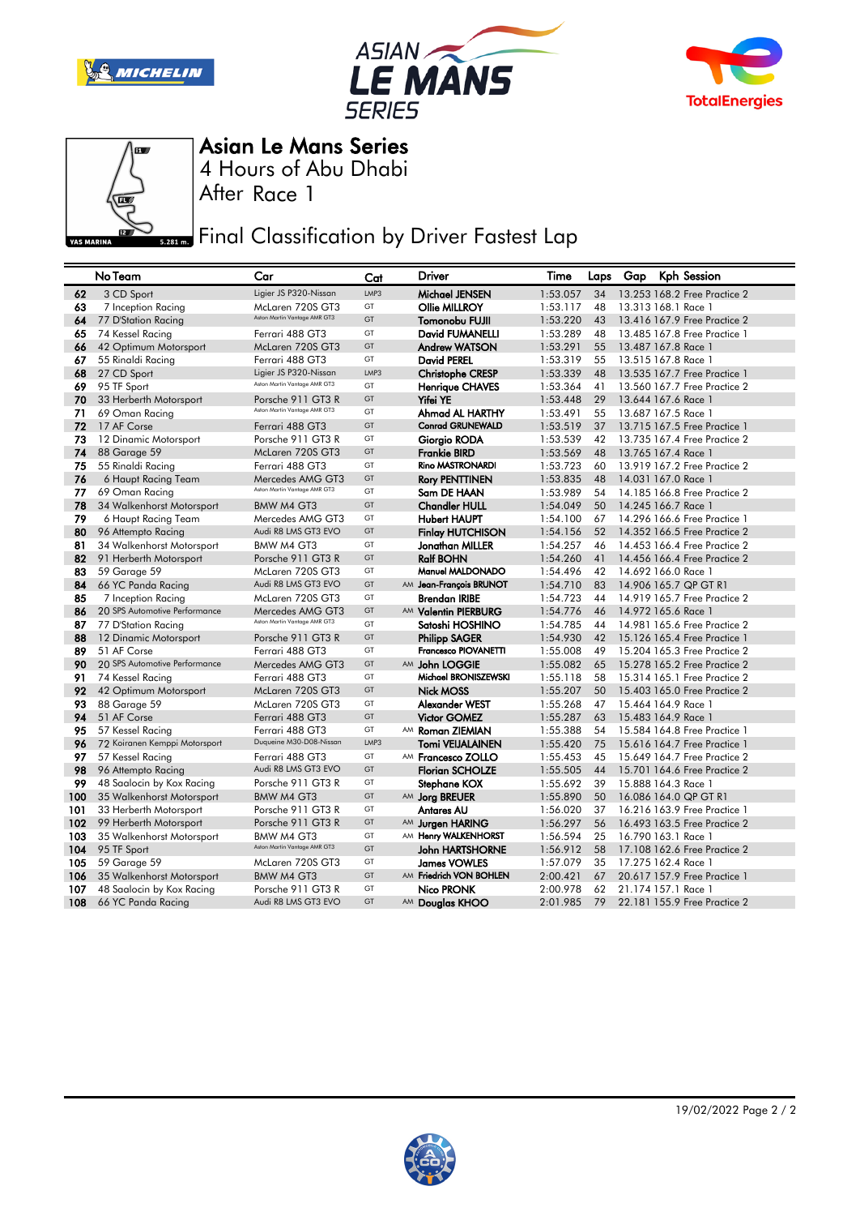# Asian Le Mans Series

4 Hours of Abu Dhabi

After Race 1

YAS MARINA 5.281 m.

## Final Classification by Driver Fastest Lap

| | No | Team | Car | Cat | | Driver | Time | Laps | Gap | Kph | Session |
|---|---|---|---|---|---|---|---|---|---|---|---|
| 62 | 3 | CD Sport | Ligier JS P320-Nissan | LMP3 | | Michael JENSEN | 1:53.057 | 34 | 13.253 | 168.2 | Free Practice 2 |
| 63 | 7 | Inception Racing | McLaren 720S GT3 | GT | | Ollie MILLROY | 1:53.117 | 48 | 13.313 | 168.1 | Race 1 |
| 64 | 77 | D'Station Racing | Aston Martin Vantage AMR GT3 | GT | | Tomonobu FUJII | 1:53.220 | 43 | 13.416 | 167.9 | Free Practice 2 |
| 65 | 74 | Kessel Racing | Ferrari 488 GT3 | GT | | David FUMANELLI | 1:53.289 | 48 | 13.485 | 167.8 | Free Practice 1 |
| 66 | 42 | Optimum Motorsport | McLaren 720S GT3 | GT | | Andrew WATSON | 1:53.291 | 55 | 13.487 | 167.8 | Race 1 |
| 67 | 55 | Rinaldi Racing | Ferrari 488 GT3 | GT | | David PEREL | 1:53.319 | 55 | 13.515 | 167.8 | Race 1 |
| 68 | 27 | CD Sport | Ligier JS P320-Nissan | LMP3 | | Christophe CRESP | 1:53.339 | 48 | 13.535 | 167.7 | Free Practice 1 |
| 69 | 95 | TF Sport | Aston Martin Vantage AMR GT3 | GT | | Henrique CHAVES | 1:53.364 | 41 | 13.560 | 167.7 | Free Practice 2 |
| 70 | 33 | Herberth Motorsport | Porsche 911 GT3 R | GT | | Yifei YE | 1:53.448 | 29 | 13.644 | 167.6 | Race 1 |
| 71 | 69 | Oman Racing | Aston Martin Vantage AMR GT3 | GT | | Ahmad AL HARTHY | 1:53.491 | 55 | 13.687 | 167.5 | Race 1 |
| 72 | 17 | AF Corse | Ferrari 488 GT3 | GT | | Conrad GRUNEWALD | 1:53.519 | 37 | 13.715 | 167.5 | Free Practice 1 |
| 73 | 12 | Dinamic Motorsport | Porsche 911 GT3 R | GT | | Giorgio RODA | 1:53.539 | 42 | 13.735 | 167.4 | Free Practice 2 |
| 74 | 88 | Garage 59 | McLaren 720S GT3 | GT | | Frankie BIRD | 1:53.569 | 48 | 13.765 | 167.4 | Race 1 |
| 75 | 55 | Rinaldi Racing | Ferrari 488 GT3 | GT | | Rino MASTRONARDI | 1:53.723 | 60 | 13.919 | 167.2 | Free Practice 2 |
| 76 | 6 | Haupt Racing Team | Mercedes AMG GT3 | GT | | Rory PENTTINEN | 1:53.835 | 48 | 14.031 | 167.0 | Race 1 |
| 77 | 69 | Oman Racing | Aston Martin Vantage AMR GT3 | GT | | Sam DE HAAN | 1:53.989 | 54 | 14.185 | 166.8 | Free Practice 2 |
| 78 | 34 | Walkenhorst Motorsport | BMW M4 GT3 | GT | | Chandler HULL | 1:54.049 | 50 | 14.245 | 166.7 | Race 1 |
| 79 | 6 | Haupt Racing Team | Mercedes AMG GT3 | GT | | Hubert HAUPT | 1:54.100 | 67 | 14.296 | 166.6 | Free Practice 1 |
| 80 | 96 | Attempto Racing | Audi R8 LMS GT3 EVO | GT | | Finlay HUTCHISON | 1:54.156 | 52 | 14.352 | 166.5 | Free Practice 2 |
| 81 | 34 | Walkenhorst Motorsport | BMW M4 GT3 | GT | | Jonathan MILLER | 1:54.257 | 46 | 14.453 | 166.4 | Free Practice 2 |
| 82 | 91 | Herberth Motorsport | Porsche 911 GT3 R | GT | | Ralf BOHN | 1:54.260 | 41 | 14.456 | 166.4 | Free Practice 2 |
| 83 | 59 | Garage 59 | McLaren 720S GT3 | GT | | Manuel MALDONADO | 1:54.496 | 42 | 14.692 | 166.0 | Race 1 |
| 84 | 66 | YC Panda Racing | Audi R8 LMS GT3 EVO | GT | AM | Jean-François BRUNOT | 1:54.710 | 83 | 14.906 | 165.7 | QP GT R1 |
| 85 | 7 | Inception Racing | McLaren 720S GT3 | GT | | Brendan IRIBE | 1:54.723 | 44 | 14.919 | 165.7 | Free Practice 2 |
| 86 | 20 | SPS Automotive Performance | Mercedes AMG GT3 | GT | AM | Valentin PIERBURG | 1:54.776 | 46 | 14.972 | 165.6 | Race 1 |
| 87 | 77 | D'Station Racing | Aston Martin Vantage AMR GT3 | GT | | Satoshi HOSHINO | 1:54.785 | 44 | 14.981 | 165.6 | Free Practice 2 |
| 88 | 12 | Dinamic Motorsport | Porsche 911 GT3 R | GT | | Philipp SAGER | 1:54.930 | 42 | 15.126 | 165.4 | Free Practice 1 |
| 89 | 51 | AF Corse | Ferrari 488 GT3 | GT | | Francesco PIOVANETTI | 1:55.008 | 49 | 15.204 | 165.3 | Free Practice 2 |
| 90 | 20 | SPS Automotive Performance | Mercedes AMG GT3 | GT | AM | John LOGGIE | 1:55.082 | 65 | 15.278 | 165.2 | Free Practice 2 |
| 91 | 74 | Kessel Racing | Ferrari 488 GT3 | GT | | Michael BRONISZEWSKI | 1:55.118 | 58 | 15.314 | 165.1 | Free Practice 2 |
| 92 | 42 | Optimum Motorsport | McLaren 720S GT3 | GT | | Nick MOSS | 1:55.207 | 50 | 15.403 | 165.0 | Free Practice 2 |
| 93 | 88 | Garage 59 | McLaren 720S GT3 | GT | | Alexander WEST | 1:55.268 | 47 | 15.464 | 164.9 | Race 1 |
| 94 | 51 | AF Corse | Ferrari 488 GT3 | GT | | Victor GOMEZ | 1:55.287 | 63 | 15.483 | 164.9 | Race 1 |
| 95 | 57 | Kessel Racing | Ferrari 488 GT3 | GT | AM | Roman ZIEMIAN | 1:55.388 | 54 | 15.584 | 164.8 | Free Practice 1 |
| 96 | 72 | Koiranen Kemppi Motorsport | Duqueine M30-D08-Nissan | LMP3 | | Tomi VEIJALAINEN | 1:55.420 | 75 | 15.616 | 164.7 | Free Practice 1 |
| 97 | 57 | Kessel Racing | Ferrari 488 GT3 | GT | AM | Francesco ZOLLO | 1:55.453 | 45 | 15.649 | 164.7 | Free Practice 2 |
| 98 | 96 | Attempto Racing | Audi R8 LMS GT3 EVO | GT | | Florian SCHOLZE | 1:55.505 | 44 | 15.701 | 164.6 | Free Practice 2 |
| 99 | 48 | Saalocin by Kox Racing | Porsche 911 GT3 R | GT | | Stephane KOX | 1:55.692 | 39 | 15.888 | 164.3 | Race 1 |
| 100 | 35 | Walkenhorst Motorsport | BMW M4 GT3 | GT | AM | Jorg BREUER | 1:55.890 | 50 | 16.086 | 164.0 | QP GT R1 |
| 101 | 33 | Herberth Motorsport | Porsche 911 GT3 R | GT | | Antares AU | 1:56.020 | 37 | 16.216 | 163.9 | Free Practice 1 |
| 102 | 99 | Herberth Motorsport | Porsche 911 GT3 R | GT | AM | Jurgen HARING | 1:56.297 | 56 | 16.493 | 163.5 | Free Practice 2 |
| 103 | 35 | Walkenhorst Motorsport | BMW M4 GT3 | GT | AM | Henry WALKENHORST | 1:56.594 | 25 | 16.790 | 163.1 | Race 1 |
| 104 | 95 | TF Sport | Aston Martin Vantage AMR GT3 | GT | | John HARTSHORNE | 1:56.912 | 58 | 17.108 | 162.6 | Free Practice 2 |
| 105 | 59 | Garage 59 | McLaren 720S GT3 | GT | | James VOWLES | 1:57.079 | 35 | 17.275 | 162.4 | Race 1 |
| 106 | 35 | Walkenhorst Motorsport | BMW M4 GT3 | GT | AM | Friedrich VON BOHLEN | 2:00.421 | 67 | 20.617 | 157.9 | Free Practice 1 |
| 107 | 48 | Saalocin by Kox Racing | Porsche 911 GT3 R | GT | | Nico PRONK | 2:00.978 | 62 | 21.174 | 157.1 | Race 1 |
| 108 | 66 | YC Panda Racing | Audi R8 LMS GT3 EVO | GT | AM | Douglas KHOO | 2:01.985 | 79 | 22.181 | 155.9 | Free Practice 2 |

19/02/2022